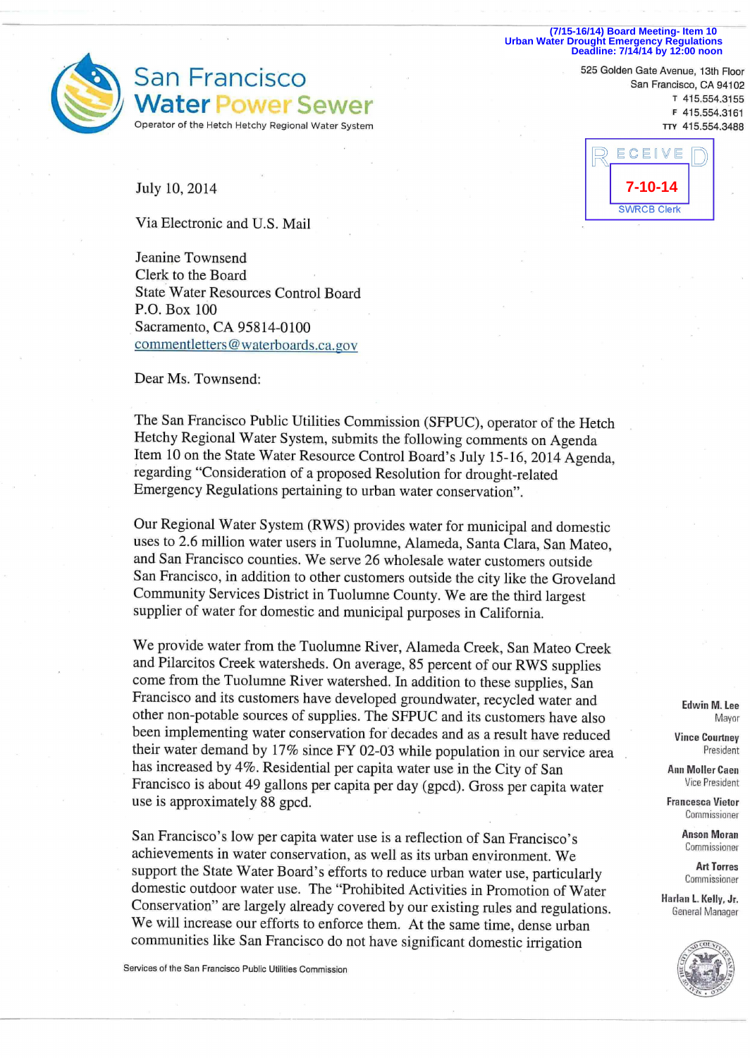(7/15-16/14) Board Meeting- Item 10
Urban Water Drought Emergency Regulations
Deadline: 7/14/14 by 12:00 noon

San Francisco
Water Power Sewer
Operator of the Hetch Hetchy Regional Water System

525 Golden Gate Avenue, 13th Floor
San Francisco, CA 94102
T 415.554.3155
F 415.554.3161
TTY 415.554.3488

RECEIVED
7-10-14
SWRCB Clerk

July 10, 2014

Via Electronic and U.S. Mail

Jeanine Townsend
Clerk to the Board
State Water Resources Control Board
P.O. Box 100
Sacramento, CA 95814-0100
commentletters@waterboards.ca.gov

Dear Ms. Townsend:

The San Francisco Public Utilities Commission (SFPUC), operator of the Hetch Hetchy Regional Water System, submits the following comments on Agenda Item 10 on the State Water Resource Control Board's July 15-16, 2014 Agenda, regarding "Consideration of a proposed Resolution for drought-related Emergency Regulations pertaining to urban water conservation".

Our Regional Water System (RWS) provides water for municipal and domestic uses to 2.6 million water users in Tuolumne, Alameda, Santa Clara, San Mateo, and San Francisco counties. We serve 26 wholesale water customers outside San Francisco, in addition to other customers outside the city like the Groveland Community Services District in Tuolumne County. We are the third largest supplier of water for domestic and municipal purposes in California.

We provide water from the Tuolumne River, Alameda Creek, San Mateo Creek and Pilarcitos Creek watersheds. On average, 85 percent of our RWS supplies come from the Tuolumne River watershed. In addition to these supplies, San Francisco and its customers have developed groundwater, recycled water and other non-potable sources of supplies. The SFPUC and its customers have also been implementing water conservation for decades and as a result have reduced their water demand by 17% since FY 02-03 while population in our service area has increased by 4%. Residential per capita water use in the City of San Francisco is about 49 gallons per capita per day (gpcd). Gross per capita water use is approximately 88 gpcd.

San Francisco's low per capita water use is a reflection of San Francisco's achievements in water conservation, as well as its urban environment. We support the State Water Board's efforts to reduce urban water use, particularly domestic outdoor water use. The "Prohibited Activities in Promotion of Water Conservation" are largely already covered by our existing rules and regulations. We will increase our efforts to enforce them. At the same time, dense urban communities like San Francisco do not have significant domestic irrigation

Edwin M. Lee
Mayor

Vince Courtney
President

Ann Moller Caen
Vice President

Francesca Vietor
Commissioner

Anson Moran
Commissioner

Art Torres
Commissioner

Harlan L. Kelly, Jr.
General Manager

Services of the San Francisco Public Utilities Commission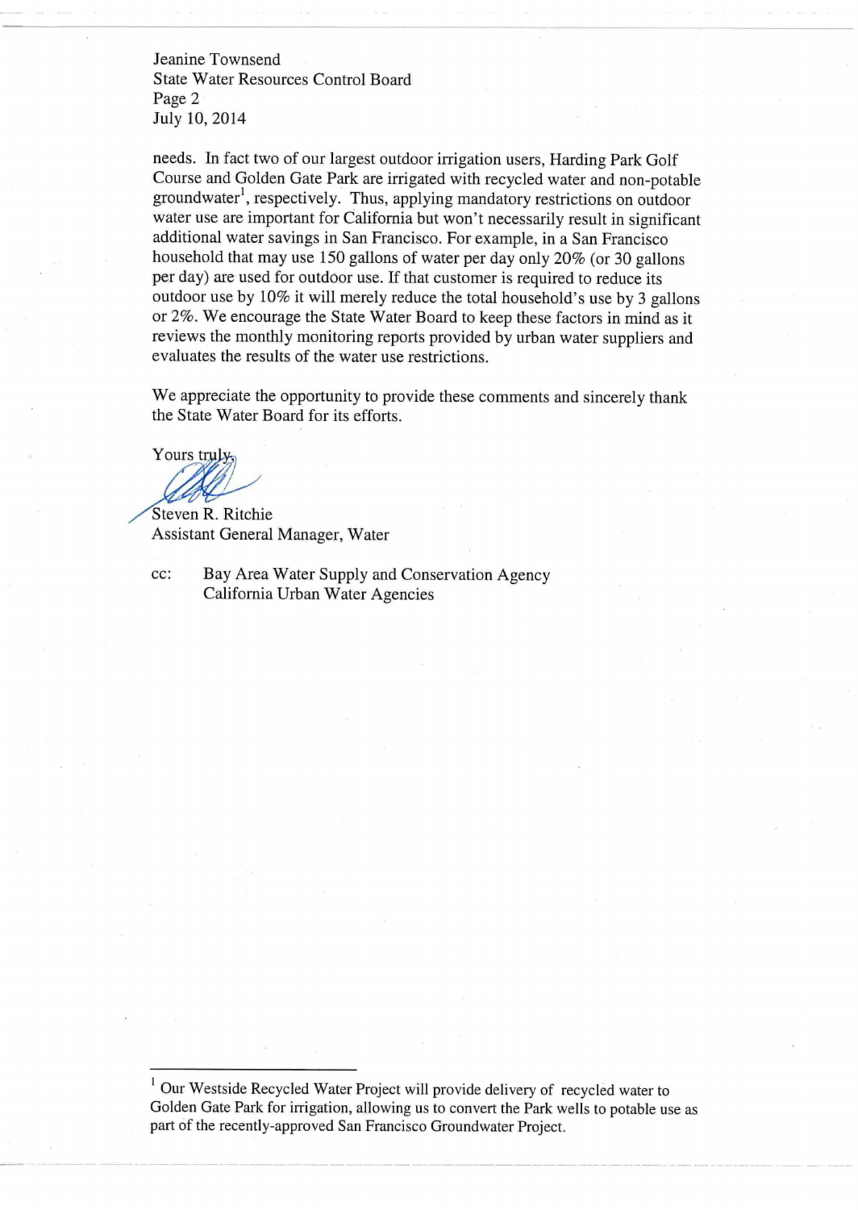Jeanine Townsend
State Water Resources Control Board
Page 2
July 10, 2014

needs. In fact two of our largest outdoor irrigation users, Harding Park Golf Course and Golden Gate Park are irrigated with recycled water and non-potable groundwater[1], respectively. Thus, applying mandatory restrictions on outdoor water use are important for California but won't necessarily result in significant additional water savings in San Francisco. For example, in a San Francisco household that may use 150 gallons of water per day only 20% (or 30 gallons per day) are used for outdoor use. If that customer is required to reduce its outdoor use by 10% it will merely reduce the total household's use by 3 gallons or 2%. We encourage the State Water Board to keep these factors in mind as it reviews the monthly monitoring reports provided by urban water suppliers and evaluates the results of the water use restrictions.

We appreciate the opportunity to provide these comments and sincerely thank the State Water Board for its efforts.

Yours truly,

Steven R. Ritchie
Assistant General Manager, Water

cc: Bay Area Water Supply and Conservation Agency
California Urban Water Agencies

---

[1] Our Westside Recycled Water Project will provide delivery of recycled water to Golden Gate Park for irrigation, allowing us to convert the Park wells to potable use as part of the recently-approved San Francisco Groundwater Project.